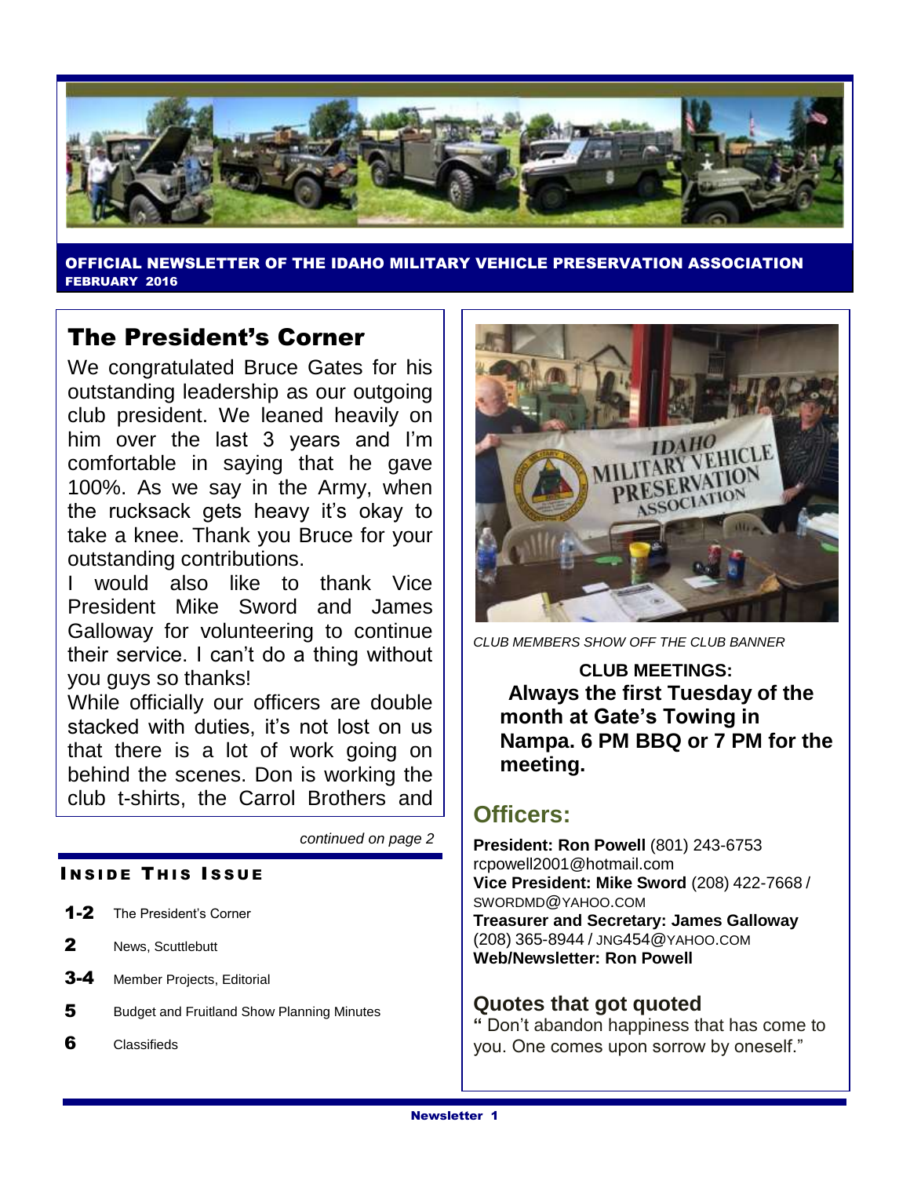**OFFICIAL NEWSLETTER OF THE IDAHO MILITARY VEHICLE PRESERVATION ASSOCIATION**
**FEBRUARY 2016**

## The President's Corner

We congratulated Bruce Gates for his outstanding leadership as our outgoing club president. We leaned heavily on him over the last 3 years and I'm comfortable in saying that he gave 100%. As we say in the Army, when the rucksack gets heavy it's okay to take a knee. Thank you Bruce for your outstanding contributions.

I would also like to thank Vice President Mike Sword and James Galloway for volunteering to continue their service. I can't do a thing without you guys so thanks!

While officially our officers are double stacked with duties, it's not lost on us that there is a lot of work going on behind the scenes. Don is working the club t-shirts, the Carrol Brothers and

*continued on page 2*

### INSIDE THIS ISSUE

- **1-2** The President's Corner
- **2** News, Scuttlebutt
- **3-4** Member Projects, Editorial
- **5** Budget and Fruitland Show Planning Minutes
- **6** Classifieds

*CLUB MEMBERS SHOW OFF THE CLUB BANNER*

**CLUB MEETINGS:**
**Always the first Tuesday of the month at Gate's Towing in Nampa. 6 PM BBQ or 7 PM for the meeting.**

## Officers:

**President: Ron Powell** (801) 243-6753 rcpowell2001@hotmail.com
**Vice President: Mike Sword** (208) 422-7668 / SWORDMD@YAHOO.COM
**Treasurer and Secretary: James Galloway** (208) 365-8944 / JNG454@YAHOO.COM
**Web/Newsletter: Ron Powell**

### Quotes that got quoted

" Don't abandon happiness that has come to you. One comes upon sorrow by oneself."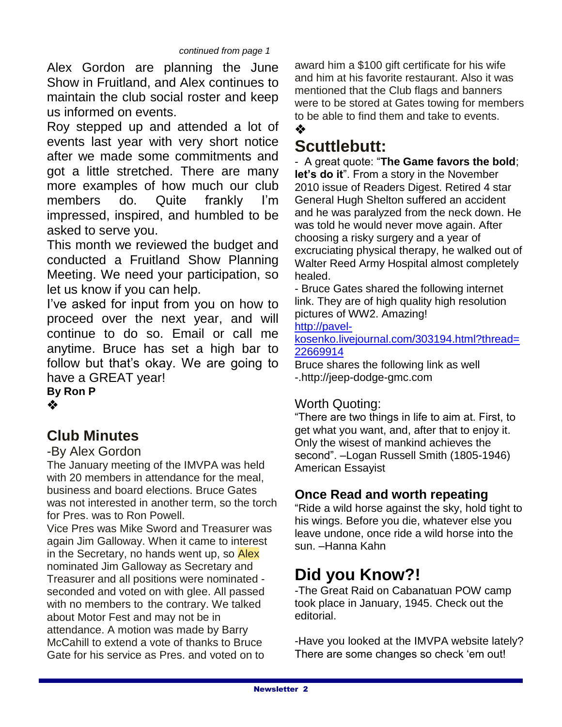*continued from page 1*

Alex Gordon are planning the June Show in Fruitland, and Alex continues to maintain the club social roster and keep us informed on events.

Roy stepped up and attended a lot of events last year with very short notice after we made some commitments and got a little stretched. There are many more examples of how much our club members do. Quite frankly I'm impressed, inspired, and humbled to be asked to serve you.

This month we reviewed the budget and conducted a Fruitland Show Planning Meeting. We need your participation, so let us know if you can help.

I've asked for input from you on how to proceed over the next year, and will continue to do so. Email or call me anytime. Bruce has set a high bar to follow but that's okay. We are going to have a GREAT year!

**By Ron P**

❖

## Club Minutes

-By Alex Gordon

The January meeting of the IMVPA was held with 20 members in attendance for the meal, business and board elections. Bruce Gates was not interested in another term, so the torch for Pres. was to Ron Powell.

Vice Pres was Mike Sword and Treasurer was again Jim Galloway. When it came to interest in the Secretary, no hands went up, so Alex nominated Jim Galloway as Secretary and Treasurer and all positions were nominated - seconded and voted on with glee. All passed with no members to the contrary. We talked about Motor Fest and may not be in attendance. A motion was made by Barry McCahill to extend a vote of thanks to Bruce Gate for his service as Pres. and voted on to award him a $100 gift certificate for his wife and him at his favorite restaurant. Also it was mentioned that the Club flags and banners were to be stored at Gates towing for members to be able to find them and take to events.

❖

# Scuttlebutt:

- A great quote: "**The Game favors the bold**; **let's do it**". From a story in the November 2010 issue of Readers Digest. Retired 4 star General Hugh Shelton suffered an accident and he was paralyzed from the neck down. He was told he would never move again. After choosing a risky surgery and a year of excruciating physical therapy, he walked out of Walter Reed Army Hospital almost completely healed.

- Bruce Gates shared the following internet link. They are of high quality high resolution pictures of WW2. Amazing!
http://pavel-kosenko.livejournal.com/303194.html?thread=22669914

Bruce shares the following link as well
-.http://jeep-dodge-gmc.com

### Worth Quoting:

"There are two things in life to aim at. First, to get what you want, and, after that to enjoy it. Only the wisest of mankind achieves the second". –Logan Russell Smith (1805-1946) American Essayist

### Once Read and worth repeating

"Ride a wild horse against the sky, hold tight to his wings. Before you die, whatever else you leave undone, once ride a wild horse into the sun. –Hanna Kahn

# Did you Know?!

-The Great Raid on Cabanatuan POW camp took place in January, 1945. Check out the editorial.

-Have you looked at the IMVPA website lately? There are some changes so check 'em out!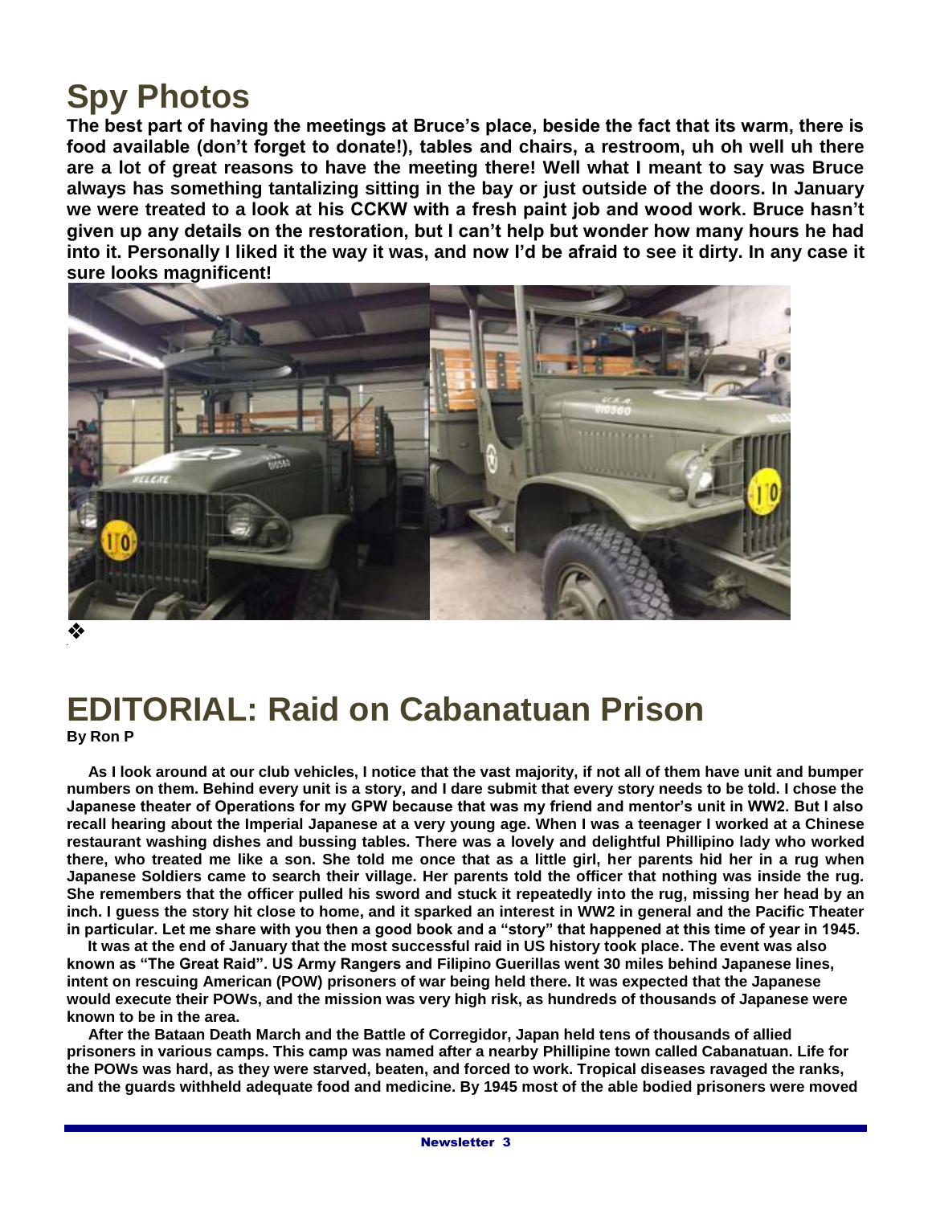# Spy Photos

**The best part of having the meetings at Bruce's place, beside the fact that its warm, there is food available (don't forget to donate!), tables and chairs, a restroom, uh oh well uh there are a lot of great reasons to have the meeting there! Well what I meant to say was Bruce always has something tantalizing sitting in the bay or just outside of the doors. In January we were treated to a look at his CCKW with a fresh paint job and wood work. Bruce hasn't given up any details on the restoration, but I can't help but wonder how many hours he had into it. Personally I liked it the way it was, and now I'd be afraid to see it dirty. In any case it sure looks magnificent!**

❖

# EDITORIAL: Raid on Cabanatuan Prison

**By Ron P**

**As I look around at our club vehicles, I notice that the vast majority, if not all of them have unit and bumper numbers on them. Behind every unit is a story, and I dare submit that every story needs to be told. I chose the Japanese theater of Operations for my GPW because that was my friend and mentor's unit in WW2. But I also recall hearing about the Imperial Japanese at a very young age. When I was a teenager I worked at a Chinese restaurant washing dishes and bussing tables. There was a lovely and delightful Phillipino lady who worked there, who treated me like a son. She told me once that as a little girl, her parents hid her in a rug when Japanese Soldiers came to search their village. Her parents told the officer that nothing was inside the rug. She remembers that the officer pulled his sword and stuck it repeatedly into the rug, missing her head by an inch. I guess the story hit close to home, and it sparked an interest in WW2 in general and the Pacific Theater in particular. Let me share with you then a good book and a "story" that happened at this time of year in 1945.**

**It was at the end of January that the most successful raid in US history took place. The event was also known as "The Great Raid". US Army Rangers and Filipino Guerillas went 30 miles behind Japanese lines, intent on rescuing American (POW) prisoners of war being held there. It was expected that the Japanese would execute their POWs, and the mission was very high risk, as hundreds of thousands of Japanese were known to be in the area.**

**After the Bataan Death March and the Battle of Corregidor, Japan held tens of thousands of allied prisoners in various camps. This camp was named after a nearby Phillipine town called Cabanatuan. Life for the POWs was hard, as they were starved, beaten, and forced to work. Tropical diseases ravaged the ranks, and the guards withheld adequate food and medicine. By 1945 most of the able bodied prisoners were moved**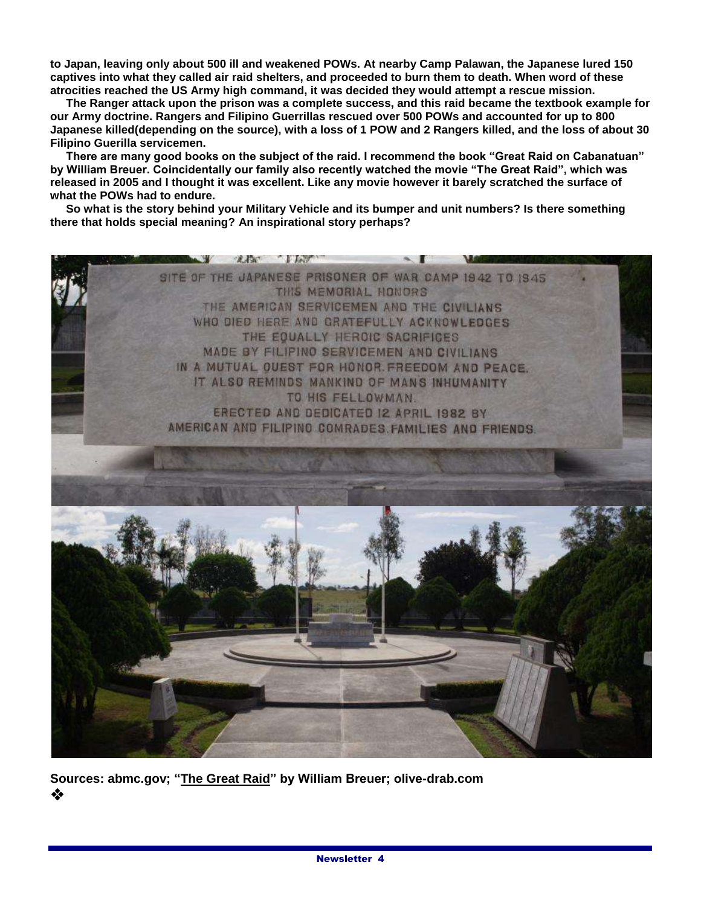to Japan, leaving only about 500 ill and weakened POWs. At nearby Camp Palawan, the Japanese lured 150 captives into what they called air raid shelters, and proceeded to burn them to death. When word of these atrocities reached the US Army high command, it was decided they would attempt a rescue mission.

The Ranger attack upon the prison was a complete success, and this raid became the textbook example for our Army doctrine. Rangers and Filipino Guerrillas rescued over 500 POWs and accounted for up to 800 Japanese killed(depending on the source), with a loss of 1 POW and 2 Rangers killed, and the loss of about 30 Filipino Guerilla servicemen.

There are many good books on the subject of the raid. I recommend the book "Great Raid on Cabanatuan" by William Breuer. Coincidentally our family also recently watched the movie "The Great Raid", which was released in 2005 and I thought it was excellent. Like any movie however it barely scratched the surface of what the POWs had to endure.

So what is the story behind your Military Vehicle and its bumper and unit numbers? Is there something there that holds special meaning? An inspirational story perhaps?

**Sources: abmc.gov; "The Great Raid" by William Breuer; olive-drab.com**

❖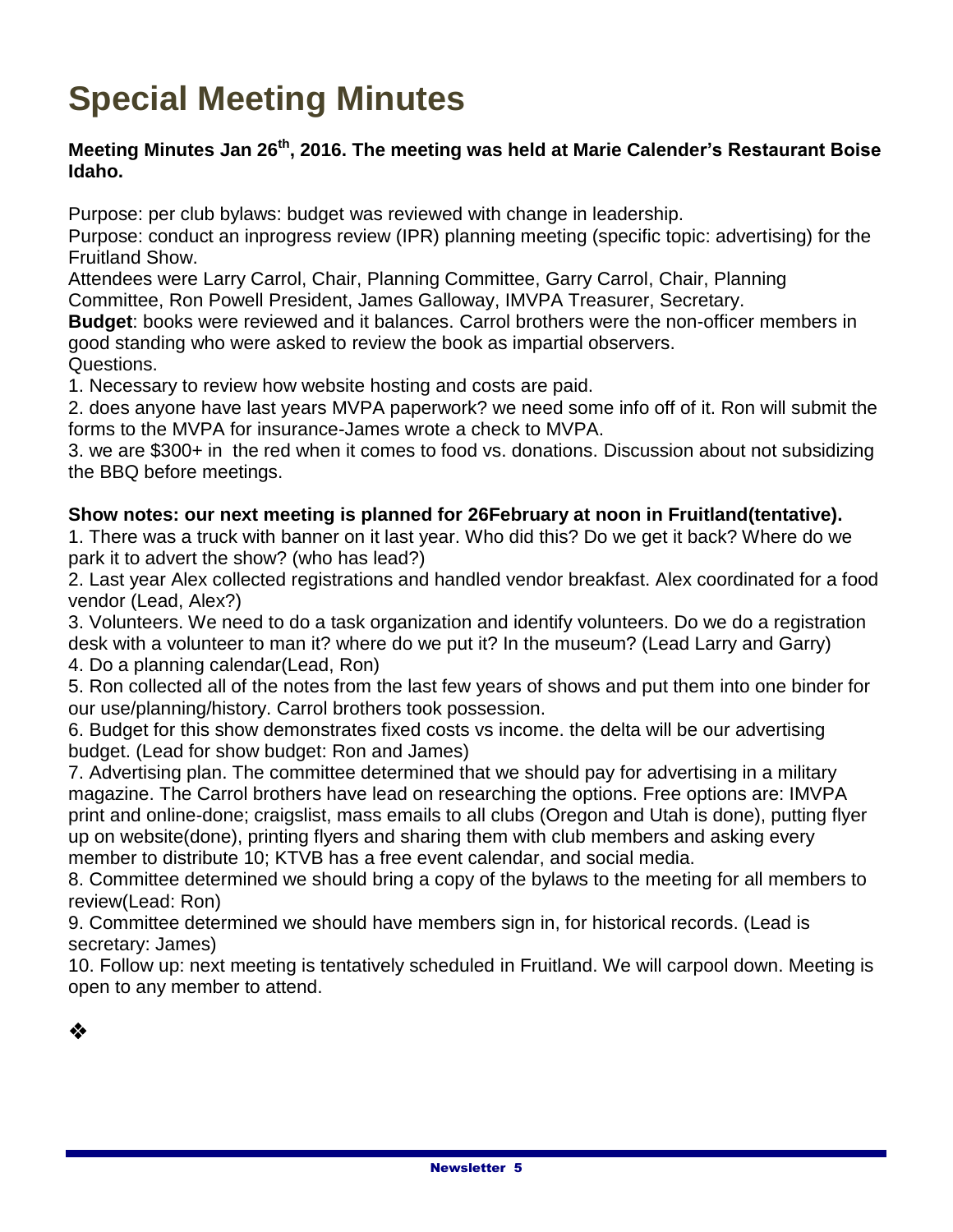# Special Meeting Minutes

**Meeting Minutes Jan 26th, 2016. The meeting was held at Marie Calender's Restaurant Boise Idaho.**

Purpose: per club bylaws: budget was reviewed with change in leadership.
Purpose: conduct an inprogress review (IPR) planning meeting (specific topic: advertising) for the Fruitland Show.
Attendees were Larry Carrol, Chair, Planning Committee, Garry Carrol, Chair, Planning Committee, Ron Powell President, James Galloway, IMVPA Treasurer, Secretary.
**Budget**: books were reviewed and it balances. Carrol brothers were the non-officer members in good standing who were asked to review the book as impartial observers.
Questions.

1. Necessary to review how website hosting and costs are paid.
2. does anyone have last years MVPA paperwork? we need some info off of it. Ron will submit the forms to the MVPA for insurance-James wrote a check to MVPA.
3. we are $300+ in the red when it comes to food vs. donations. Discussion about not subsidizing the BBQ before meetings.

**Show notes: our next meeting is planned for 26February at noon in Fruitland(tentative).**

1. There was a truck with banner on it last year. Who did this? Do we get it back? Where do we park it to advert the show? (who has lead?)
2. Last year Alex collected registrations and handled vendor breakfast. Alex coordinated for a food vendor (Lead, Alex?)
3. Volunteers. We need to do a task organization and identify volunteers. Do we do a registration desk with a volunteer to man it? where do we put it? In the museum? (Lead Larry and Garry)
4. Do a planning calendar(Lead, Ron)
5. Ron collected all of the notes from the last few years of shows and put them into one binder for our use/planning/history. Carrol brothers took possession.
6. Budget for this show demonstrates fixed costs vs income. the delta will be our advertising budget. (Lead for show budget: Ron and James)
7. Advertising plan. The committee determined that we should pay for advertising in a military magazine. The Carrol brothers have lead on researching the options. Free options are: IMVPA print and online-done; craigslist, mass emails to all clubs (Oregon and Utah is done), putting flyer up on website(done), printing flyers and sharing them with club members and asking every member to distribute 10; KTVB has a free event calendar, and social media.
8. Committee determined we should bring a copy of the bylaws to the meeting for all members to review(Lead: Ron)
9. Committee determined we should have members sign in, for historical records. (Lead is secretary: James)
10. Follow up: next meeting is tentatively scheduled in Fruitland. We will carpool down. Meeting is open to any member to attend.

❖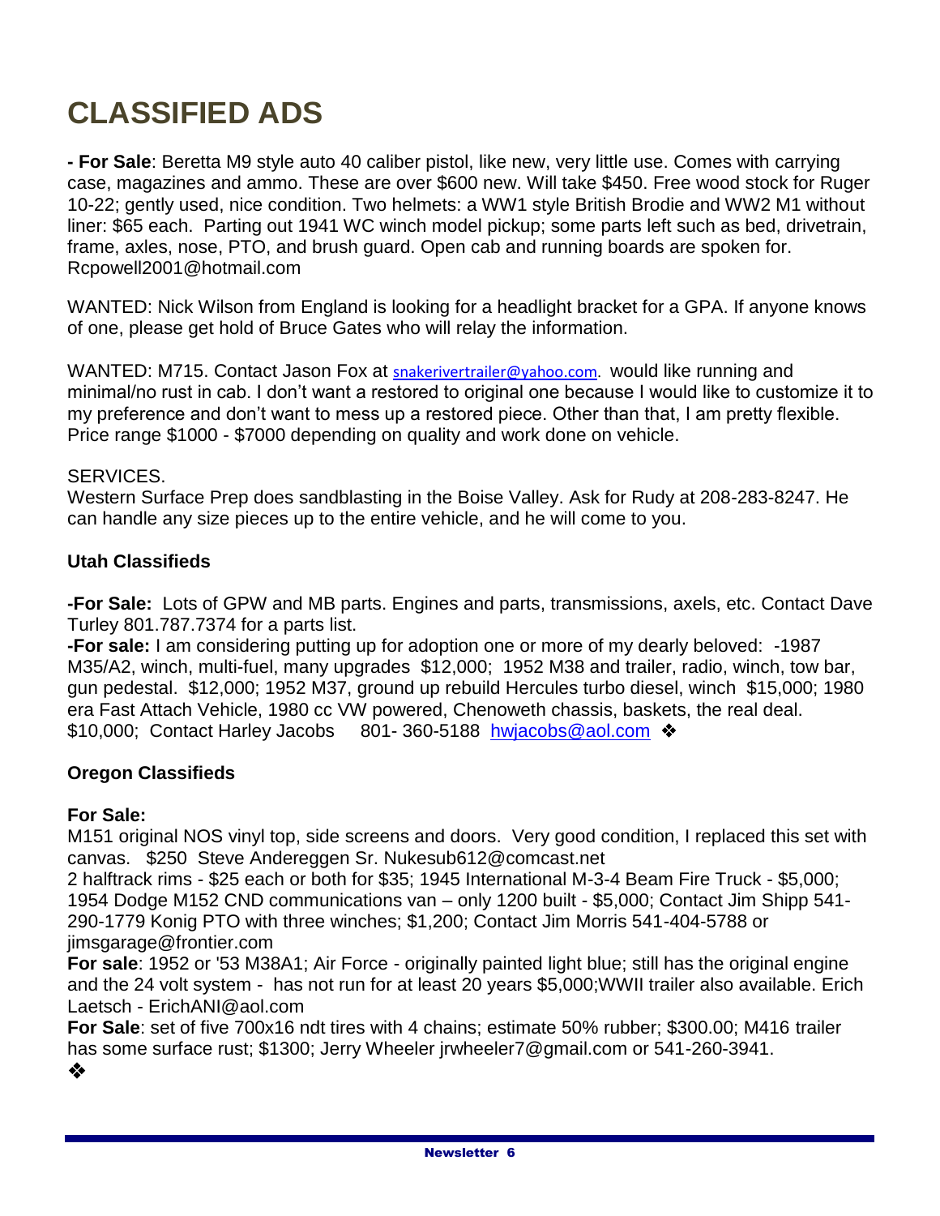# CLASSIFIED ADS

**- For Sale**: Beretta M9 style auto 40 caliber pistol, like new, very little use. Comes with carrying case, magazines and ammo. These are over $600 new. Will take $450. Free wood stock for Ruger 10-22; gently used, nice condition. Two helmets: a WW1 style British Brodie and WW2 M1 without liner: $65 each. Parting out 1941 WC winch model pickup; some parts left such as bed, drivetrain, frame, axles, nose, PTO, and brush guard. Open cab and running boards are spoken for. Rcpowell2001@hotmail.com

WANTED: Nick Wilson from England is looking for a headlight bracket for a GPA. If anyone knows of one, please get hold of Bruce Gates who will relay the information.

WANTED: M715. Contact Jason Fox at snakerivertrailer@yahoo.com. would like running and minimal/no rust in cab. I don't want a restored to original one because I would like to customize it to my preference and don't want to mess up a restored piece. Other than that, I am pretty flexible. Price range $1000 - $7000 depending on quality and work done on vehicle.

SERVICES.
Western Surface Prep does sandblasting in the Boise Valley. Ask for Rudy at 208-283-8247. He can handle any size pieces up to the entire vehicle, and he will come to you.

### Utah Classifieds

**-For Sale:** Lots of GPW and MB parts. Engines and parts, transmissions, axels, etc. Contact Dave Turley 801.787.7374 for a parts list.
**-For sale:** I am considering putting up for adoption one or more of my dearly beloved: -1987 M35/A2, winch, multi-fuel, many upgrades $12,000; 1952 M38 and trailer, radio, winch, tow bar, gun pedestal. $12,000; 1952 M37, ground up rebuild Hercules turbo diesel, winch $15,000; 1980 era Fast Attach Vehicle, 1980 cc VW powered, Chenoweth chassis, baskets, the real deal. $10,000; Contact Harley Jacobs 801- 360-5188 hwjacobs@aol.com ❖

### Oregon Classifieds

**For Sale:**
M151 original NOS vinyl top, side screens and doors. Very good condition, I replaced this set with canvas. $250 Steve Andereggen Sr. Nukesub612@comcast.net
2 halftrack rims - $25 each or both for $35; 1945 International M-3-4 Beam Fire Truck - $5,000; 1954 Dodge M152 CND communications van – only 1200 built - $5,000; Contact Jim Shipp 541-290-1779 Konig PTO with three winches; $1,200; Contact Jim Morris 541-404-5788 or jimsgarage@frontier.com
**For sale**: 1952 or '53 M38A1; Air Force - originally painted light blue; still has the original engine and the 24 volt system - has not run for at least 20 years $5,000;WWII trailer also available. Erich Laetsch - ErichANI@aol.com
**For Sale**: set of five 700x16 ndt tires with 4 chains; estimate 50% rubber; $300.00; M416 trailer has some surface rust; $1300; Jerry Wheeler jrwheeler7@gmail.com or 541-260-3941.
❖